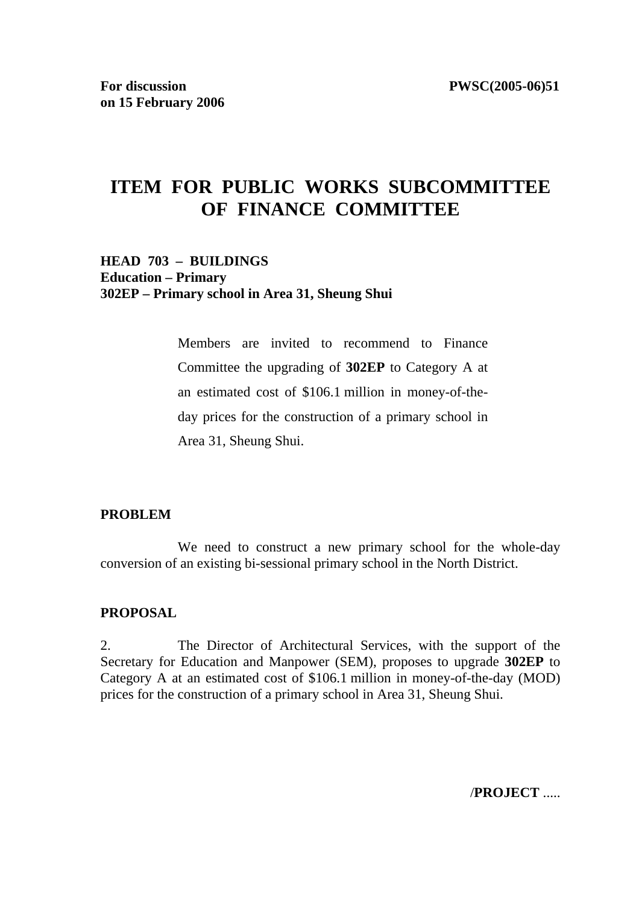**For discussion on 15 February 2006** PWSC(2005-06)51

# ITEM FOR PUBLIC WORKS SUBCOMMITTEE OF FINANCE COMMITTEE

**HEAD 703 – BUILDINGS**
**Education – Primary**
**302EP – Primary school in Area 31, Sheung Shui**

Members are invited to recommend to Finance Committee the upgrading of **302EP** to Category A at an estimated cost of $106.1 million in money-of-the-day prices for the construction of a primary school in Area 31, Sheung Shui.

## PROBLEM

We need to construct a new primary school for the whole-day conversion of an existing bi-sessional primary school in the North District.

## PROPOSAL

2. The Director of Architectural Services, with the support of the Secretary for Education and Manpower (SEM), proposes to upgrade **302EP** to Category A at an estimated cost of $106.1 million in money-of-the-day (MOD) prices for the construction of a primary school in Area 31, Sheung Shui.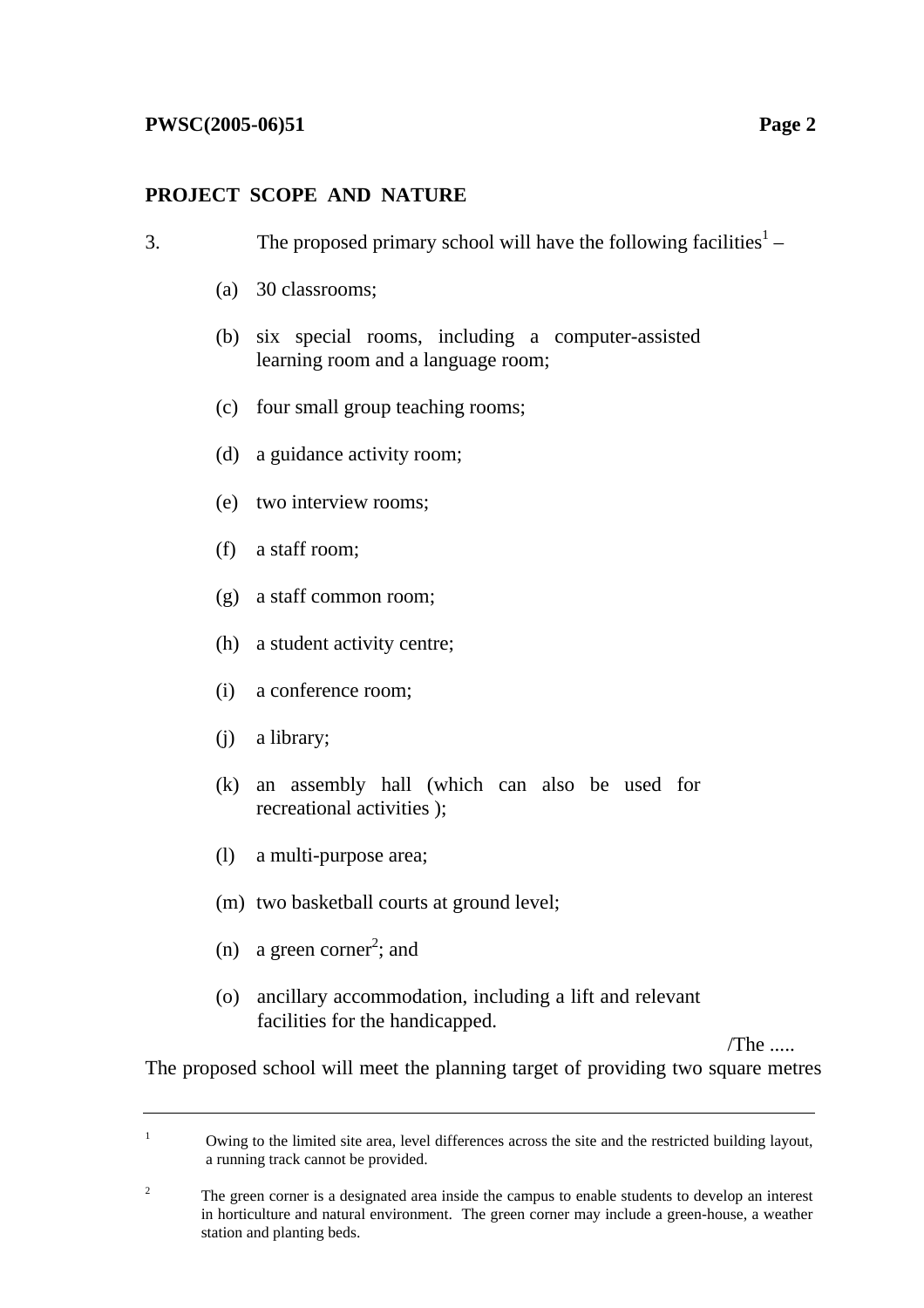## PROJECT SCOPE AND NATURE

3. The proposed primary school will have the following facilities[1] –

(a) 30 classrooms;

(b) six special rooms, including a computer-assisted learning room and a language room;

(c) four small group teaching rooms;

(d) a guidance activity room;

(e) two interview rooms;

(f) a staff room;

(g) a staff common room;

(h) a student activity centre;

(i) a conference room;

(j) a library;

(k) an assembly hall (which can also be used for recreational activities );

(l) a multi-purpose area;

(m) two basketball courts at ground level;

(n) a green corner[2]; and

(o) ancillary accommodation, including a lift and relevant facilities for the handicapped.

/The .....

The proposed school will meet the planning target of providing two square metres

---

[1] Owing to the limited site area, level differences across the site and the restricted building layout, a running track cannot be provided.

[2] The green corner is a designated area inside the campus to enable students to develop an interest in horticulture and natural environment. The green corner may include a green-house, a weather station and planting beds.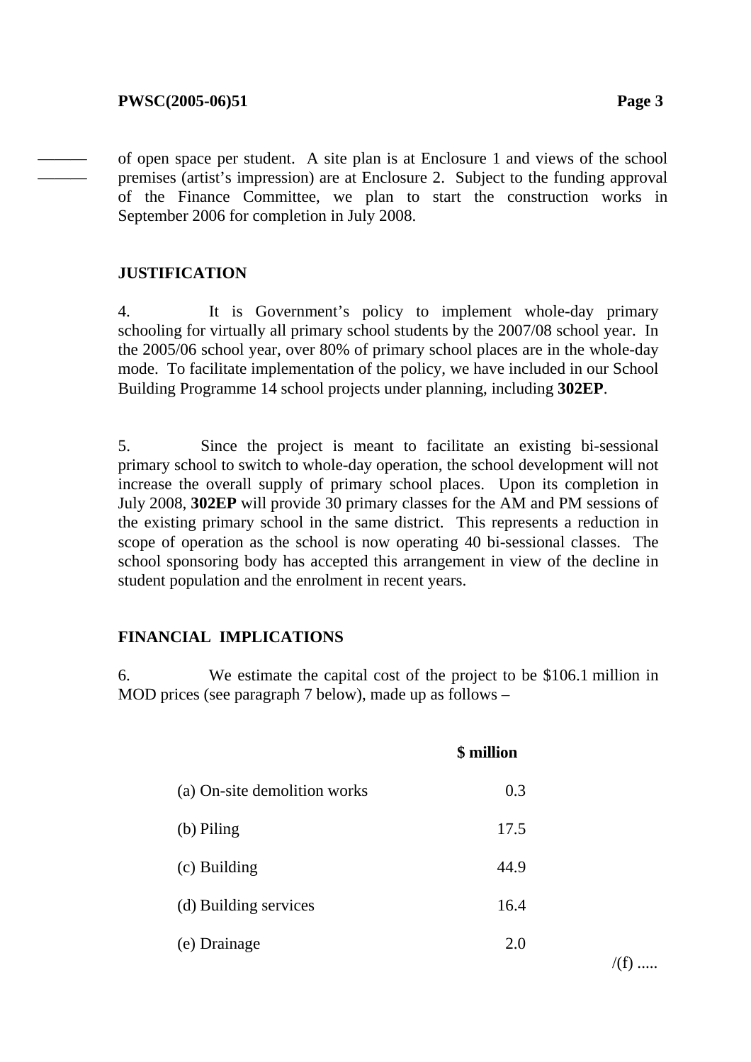of open space per student. A site plan is at Enclosure 1 and views of the school premises (artist's impression) are at Enclosure 2. Subject to the funding approval of the Finance Committee, we plan to start the construction works in September 2006 for completion in July 2008.

## JUSTIFICATION

4. It is Government's policy to implement whole-day primary schooling for virtually all primary school students by the 2007/08 school year. In the 2005/06 school year, over 80% of primary school places are in the whole-day mode. To facilitate implementation of the policy, we have included in our School Building Programme 14 school projects under planning, including **302EP**.

5. Since the project is meant to facilitate an existing bi-sessional primary school to switch to whole-day operation, the school development will not increase the overall supply of primary school places. Upon its completion in July 2008, **302EP** will provide 30 primary classes for the AM and PM sessions of the existing primary school in the same district. This represents a reduction in scope of operation as the school is now operating 40 bi-sessional classes. The school sponsoring body has accepted this arrangement in view of the decline in student population and the enrolment in recent years.

## FINANCIAL IMPLICATIONS

6. We estimate the capital cost of the project to be $106.1 million in MOD prices (see paragraph 7 below), made up as follows –

| | $ million |
|---|---|
| (a) On-site demolition works | 0.3 |
| (b) Piling | 17.5 |
| (c) Building | 44.9 |
| (d) Building services | 16.4 |
| (e) Drainage | 2.0 |

/(f) .....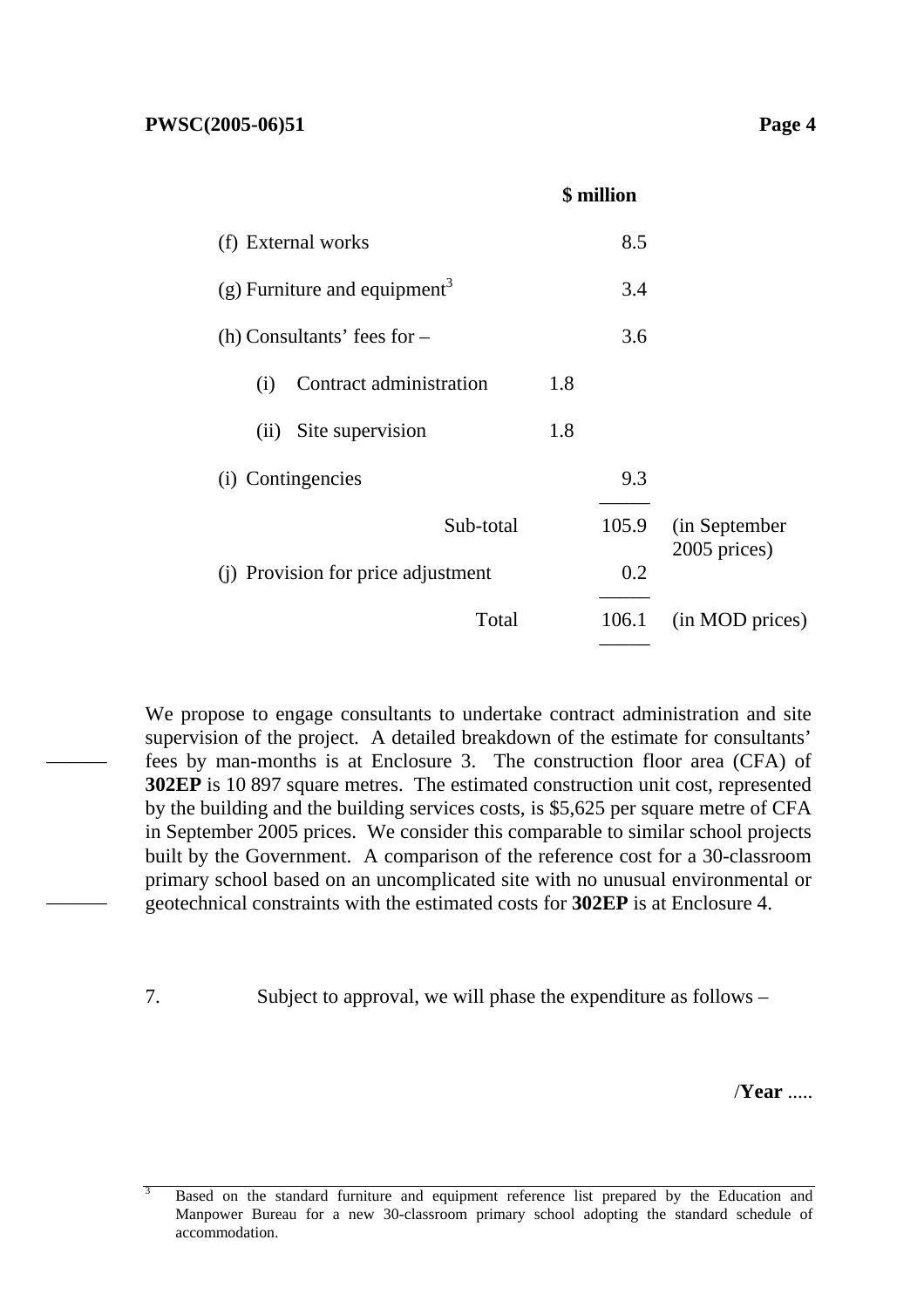| | | $ million | |
|---|---|---|---|
| (f) External works | | 8.5 | |
| (g) Furniture and equipment[3] | | 3.4 | |
| (h) Consultants' fees for – | | 3.6 | |
| (i) Contract administration | 1.8 | | |
| (ii) Site supervision | 1.8 | | |
| (i) Contingencies | | 9.3 | |
| Sub-total | | 105.9 | (in September 2005 prices) |
| (j) Provision for price adjustment | | 0.2 | |
| Total | | 106.1 | (in MOD prices) |

We propose to engage consultants to undertake contract administration and site supervision of the project. A detailed breakdown of the estimate for consultants' fees by man-months is at Enclosure 3. The construction floor area (CFA) of **302EP** is 10 897 square metres. The estimated construction unit cost, represented by the building and the building services costs, is $5,625 per square metre of CFA in September 2005 prices. We consider this comparable to similar school projects built by the Government. A comparison of the reference cost for a 30-classroom primary school based on an uncomplicated site with no unusual environmental or geotechnical constraints with the estimated costs for **302EP** is at Enclosure 4.

7. Subject to approval, we will phase the expenditure as follows –

/**Year** .....

[3] Based on the standard furniture and equipment reference list prepared by the Education and Manpower Bureau for a new 30-classroom primary school adopting the standard schedule of accommodation.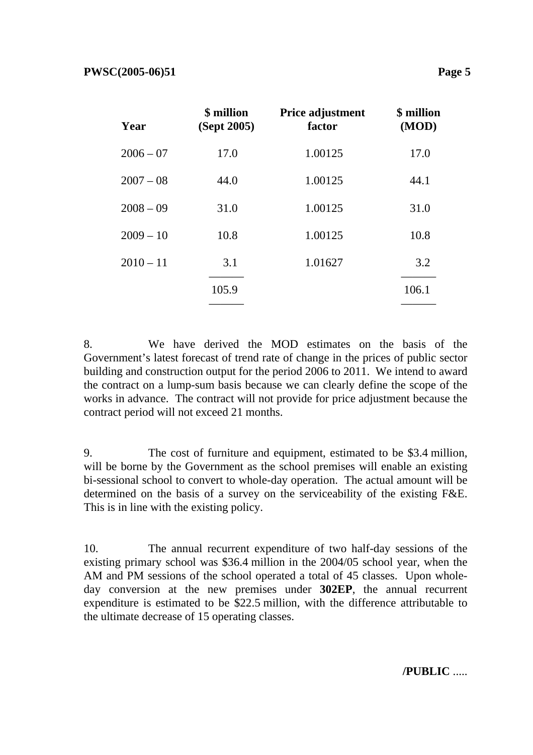| Year | \$ million (Sept 2005) | Price adjustment factor | \$ million (MOD) |
|---|---|---|---|
| 2006 – 07 | 17.0 | 1.00125 | 17.0 |
| 2007 – 08 | 44.0 | 1.00125 | 44.1 |
| 2008 – 09 | 31.0 | 1.00125 | 31.0 |
| 2009 – 10 | 10.8 | 1.00125 | 10.8 |
| 2010 – 11 | 3.1 | 1.01627 | 3.2 |
| | 105.9 | | 106.1 |

8. We have derived the MOD estimates on the basis of the Government's latest forecast of trend rate of change in the prices of public sector building and construction output for the period 2006 to 2011. We intend to award the contract on a lump-sum basis because we can clearly define the scope of the works in advance. The contract will not provide for price adjustment because the contract period will not exceed 21 months.

9. The cost of furniture and equipment, estimated to be $3.4 million, will be borne by the Government as the school premises will enable an existing bi-sessional school to convert to whole-day operation. The actual amount will be determined on the basis of a survey on the serviceability of the existing F&E. This is in line with the existing policy.

10. The annual recurrent expenditure of two half-day sessions of the existing primary school was $36.4 million in the 2004/05 school year, when the AM and PM sessions of the school operated a total of 45 classes. Upon whole-day conversion at the new premises under **302EP**, the annual recurrent expenditure is estimated to be $22.5 million, with the difference attributable to the ultimate decrease of 15 operating classes.

**/PUBLIC** .....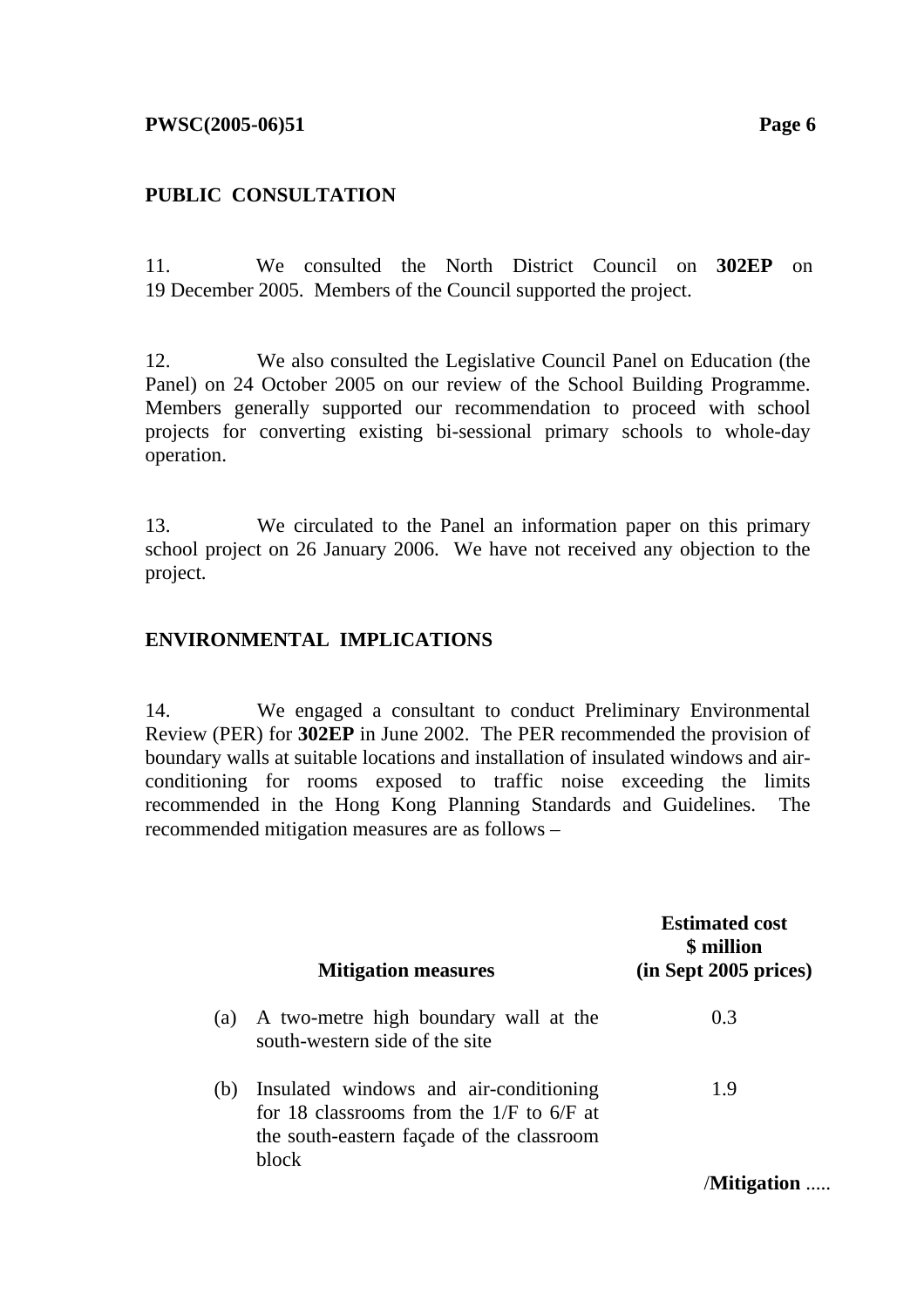## PUBLIC CONSULTATION

11. We consulted the North District Council on **302EP** on 19 December 2005. Members of the Council supported the project.

12. We also consulted the Legislative Council Panel on Education (the Panel) on 24 October 2005 on our review of the School Building Programme. Members generally supported our recommendation to proceed with school projects for converting existing bi-sessional primary schools to whole-day operation.

13. We circulated to the Panel an information paper on this primary school project on 26 January 2006. We have not received any objection to the project.

## ENVIRONMENTAL IMPLICATIONS

14. We engaged a consultant to conduct Preliminary Environmental Review (PER) for **302EP** in June 2002. The PER recommended the provision of boundary walls at suitable locations and installation of insulated windows and air-conditioning for rooms exposed to traffic noise exceeding the limits recommended in the Hong Kong Planning Standards and Guidelines. The recommended mitigation measures are as follows –

| | **Mitigation measures** | **Estimated cost \$ million (in Sept 2005 prices)** |
|---|---|---|
| (a) | A two-metre high boundary wall at the south-western side of the site | 0.3 |
| (b) | Insulated windows and air-conditioning for 18 classrooms from the 1/F to 6/F at the south-eastern façade of the classroom block | 1.9 |

/**Mitigation** .....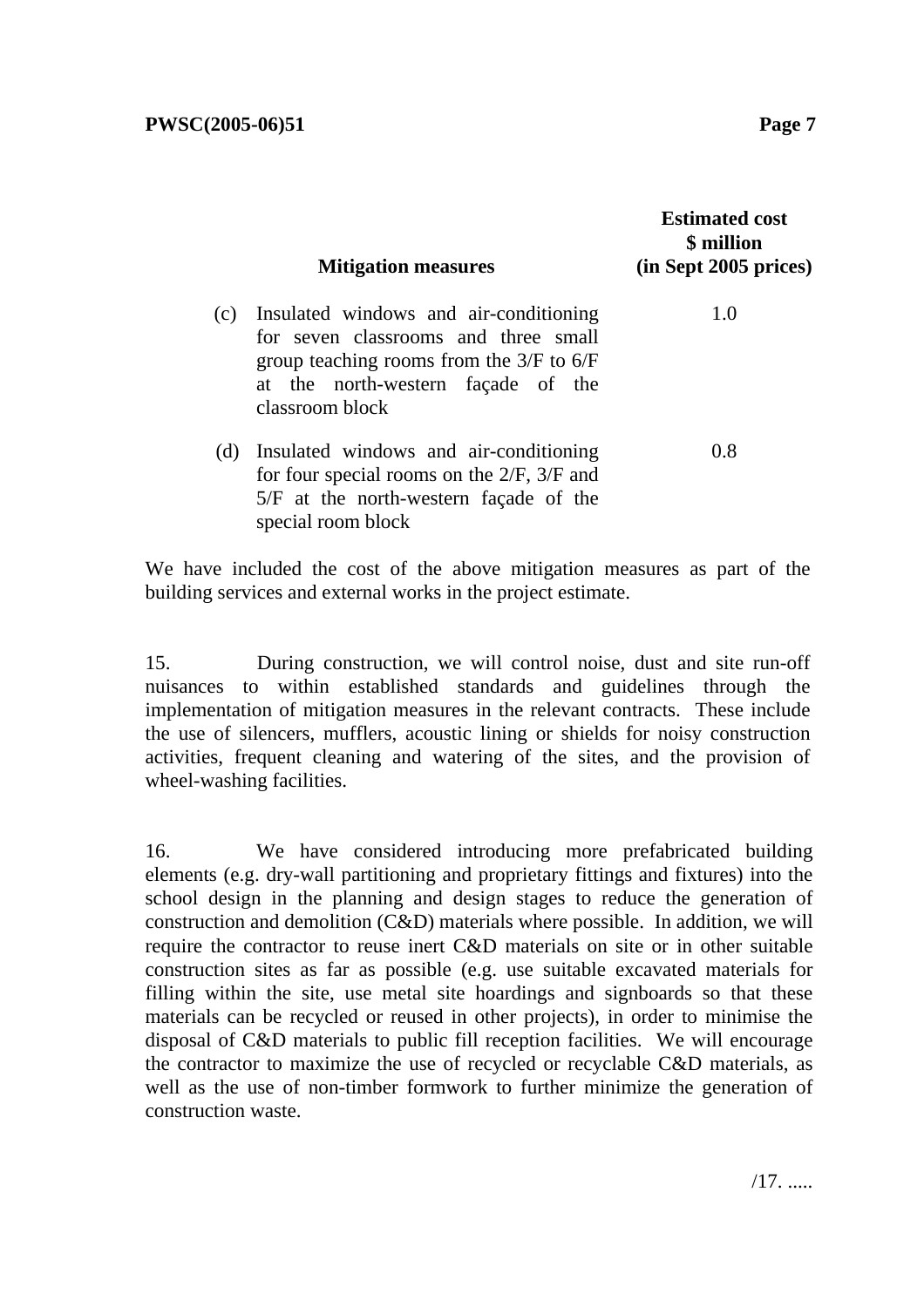| | Mitigation measures | Estimated cost \$ million (in Sept 2005 prices) |
|---|---|---|
| (c) | Insulated windows and air-conditioning for seven classrooms and three small group teaching rooms from the 3/F to 6/F at the north-western façade of the classroom block | 1.0 |
| (d) | Insulated windows and air-conditioning for four special rooms on the 2/F, 3/F and 5/F at the north-western façade of the special room block | 0.8 |

We have included the cost of the above mitigation measures as part of the building services and external works in the project estimate.

15. During construction, we will control noise, dust and site run-off nuisances to within established standards and guidelines through the implementation of mitigation measures in the relevant contracts. These include the use of silencers, mufflers, acoustic lining or shields for noisy construction activities, frequent cleaning and watering of the sites, and the provision of wheel-washing facilities.

16. We have considered introducing more prefabricated building elements (e.g. dry-wall partitioning and proprietary fittings and fixtures) into the school design in the planning and design stages to reduce the generation of construction and demolition (C&D) materials where possible. In addition, we will require the contractor to reuse inert C&D materials on site or in other suitable construction sites as far as possible (e.g. use suitable excavated materials for filling within the site, use metal site hoardings and signboards so that these materials can be recycled or reused in other projects), in order to minimise the disposal of C&D materials to public fill reception facilities. We will encourage the contractor to maximize the use of recycled or recyclable C&D materials, as well as the use of non-timber formwork to further minimize the generation of construction waste.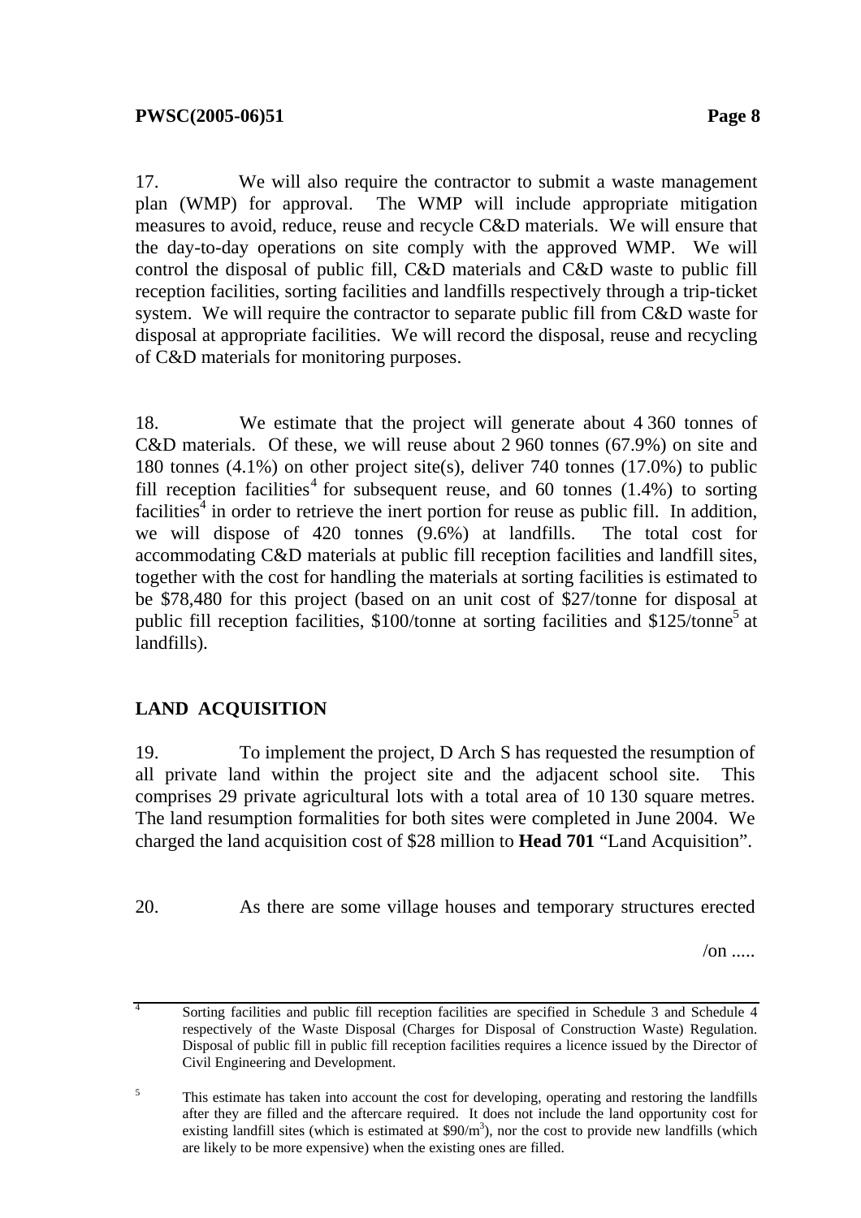17. We will also require the contractor to submit a waste management plan (WMP) for approval. The WMP will include appropriate mitigation measures to avoid, reduce, reuse and recycle C&D materials. We will ensure that the day-to-day operations on site comply with the approved WMP. We will control the disposal of public fill, C&D materials and C&D waste to public fill reception facilities, sorting facilities and landfills respectively through a trip-ticket system. We will require the contractor to separate public fill from C&D waste for disposal at appropriate facilities. We will record the disposal, reuse and recycling of C&D materials for monitoring purposes.

18. We estimate that the project will generate about 4 360 tonnes of C&D materials. Of these, we will reuse about 2 960 tonnes (67.9%) on site and 180 tonnes (4.1%) on other project site(s), deliver 740 tonnes (17.0%) to public fill reception facilities[4] for subsequent reuse, and 60 tonnes (1.4%) to sorting facilities[4] in order to retrieve the inert portion for reuse as public fill. In addition, we will dispose of 420 tonnes (9.6%) at landfills. The total cost for accommodating C&D materials at public fill reception facilities and landfill sites, together with the cost for handling the materials at sorting facilities is estimated to be $78,480 for this project (based on an unit cost of $27/tonne for disposal at public fill reception facilities, $100/tonne at sorting facilities and $125/tonne[5] at landfills).

## LAND ACQUISITION

19. To implement the project, D Arch S has requested the resumption of all private land within the project site and the adjacent school site. This comprises 29 private agricultural lots with a total area of 10 130 square metres. The land resumption formalities for both sites were completed in June 2004. We charged the land acquisition cost of $28 million to **Head 701** "Land Acquisition".

20. As there are some village houses and temporary structures erected

/on .....

---

[4] Sorting facilities and public fill reception facilities are specified in Schedule 3 and Schedule 4 respectively of the Waste Disposal (Charges for Disposal of Construction Waste) Regulation. Disposal of public fill in public fill reception facilities requires a licence issued by the Director of Civil Engineering and Development.

[5] This estimate has taken into account the cost for developing, operating and restoring the landfills after they are filled and the aftercare required. It does not include the land opportunity cost for existing landfill sites (which is estimated at $90/m$^3$), nor the cost to provide new landfills (which are likely to be more expensive) when the existing ones are filled.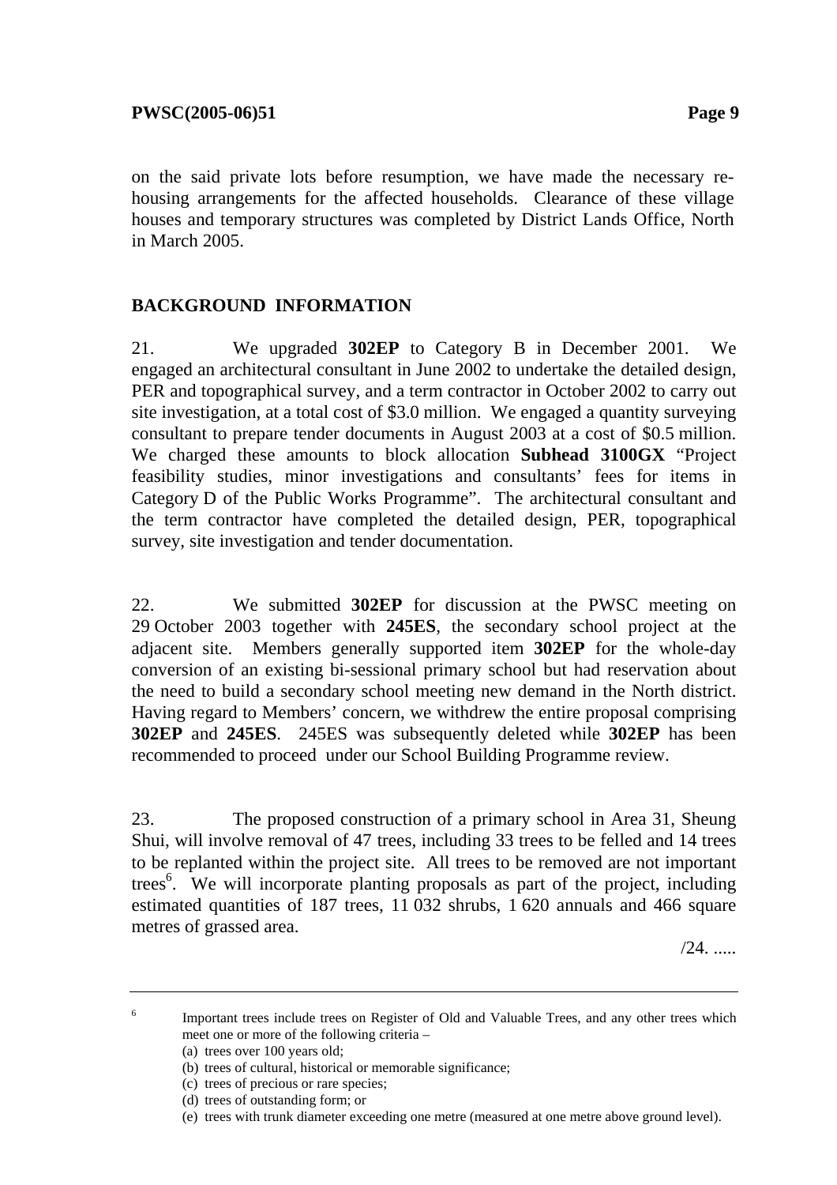on the said private lots before resumption, we have made the necessary re-housing arrangements for the affected households. Clearance of these village houses and temporary structures was completed by District Lands Office, North in March 2005.

## BACKGROUND INFORMATION

21. We upgraded **302EP** to Category B in December 2001. We engaged an architectural consultant in June 2002 to undertake the detailed design, PER and topographical survey, and a term contractor in October 2002 to carry out site investigation, at a total cost of $3.0 million. We engaged a quantity surveying consultant to prepare tender documents in August 2003 at a cost of $0.5 million. We charged these amounts to block allocation **Subhead 3100GX** "Project feasibility studies, minor investigations and consultants' fees for items in Category D of the Public Works Programme". The architectural consultant and the term contractor have completed the detailed design, PER, topographical survey, site investigation and tender documentation.

22. We submitted **302EP** for discussion at the PWSC meeting on 29 October 2003 together with **245ES**, the secondary school project at the adjacent site. Members generally supported item **302EP** for the whole-day conversion of an existing bi-sessional primary school but had reservation about the need to build a secondary school meeting new demand in the North district. Having regard to Members' concern, we withdrew the entire proposal comprising **302EP** and **245ES**. 245ES was subsequently deleted while **302EP** has been recommended to proceed under our School Building Programme review.

23. The proposed construction of a primary school in Area 31, Sheung Shui, will involve removal of 47 trees, including 33 trees to be felled and 14 trees to be replanted within the project site. All trees to be removed are not important trees[6]. We will incorporate planting proposals as part of the project, including estimated quantities of 187 trees, 11 032 shrubs, 1 620 annuals and 466 square metres of grassed area.

/24. .....

---

[6] Important trees include trees on Register of Old and Valuable Trees, and any other trees which meet one or more of the following criteria –

(a) trees over 100 years old;
(b) trees of cultural, historical or memorable significance;
(c) trees of precious or rare species;
(d) trees of outstanding form; or
(e) trees with trunk diameter exceeding one metre (measured at one metre above ground level).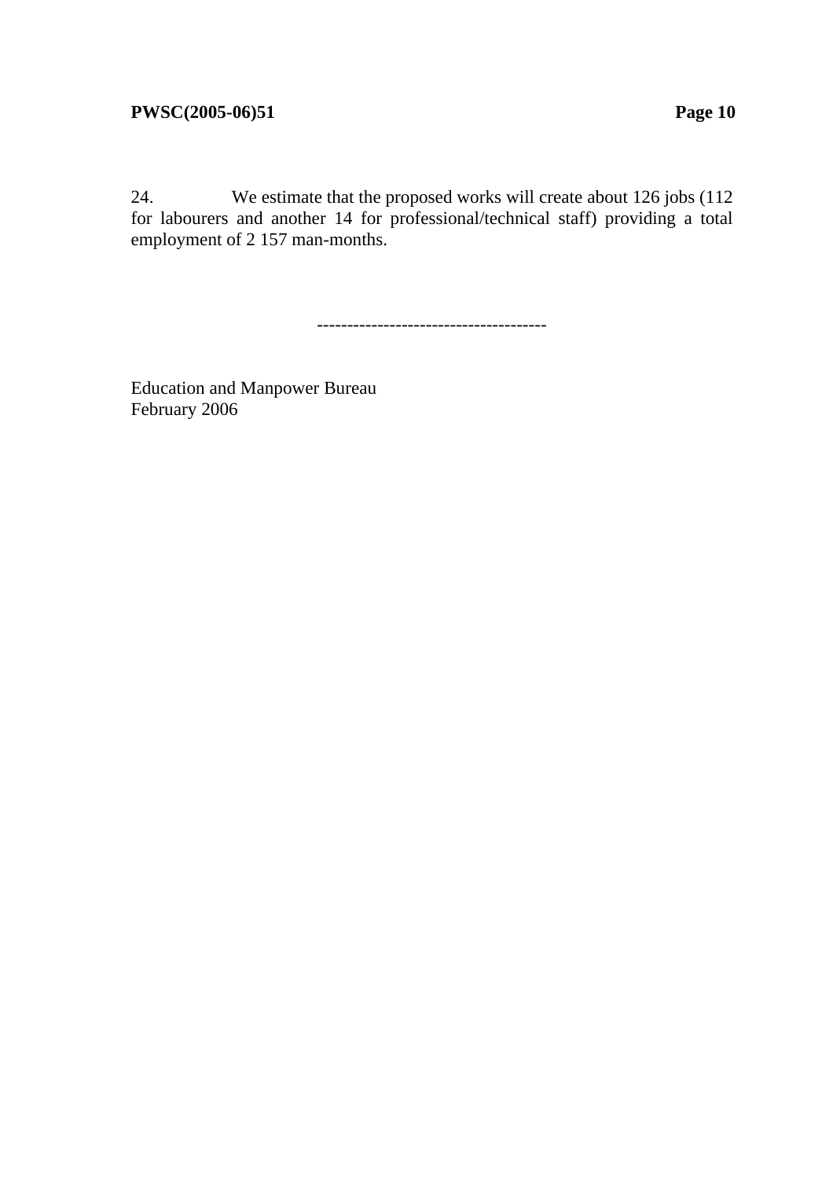24. We estimate that the proposed works will create about 126 jobs (112 for labourers and another 14 for professional/technical staff) providing a total employment of 2 157 man-months.

-------------------------------------

Education and Manpower Bureau
February 2006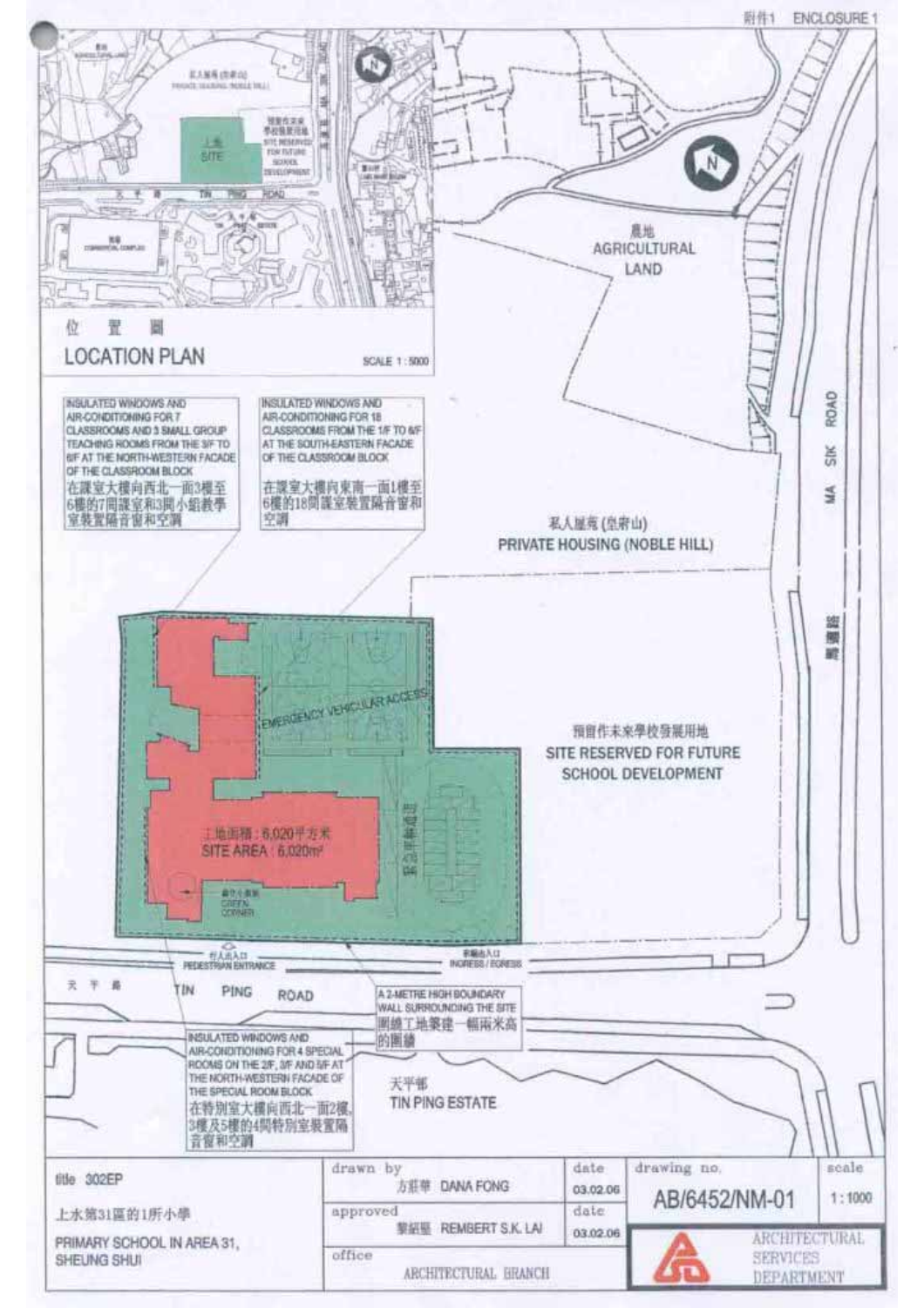附件1 ENCLOSURE 1

位 置 圖

LOCATION PLAN

SCALE 1 : 5000

農地
AGRICULTURAL LAND

INSULATED WINDOWS AND AIR-CONDITIONING FOR 7 CLASSROOMS AND 3 SMALL GROUP TEACHING ROOMS FROM THE 3/F TO 6/F AT THE NORTH-WESTERN FACADE OF THE CLASSROOM BLOCK
在課室大樓向西北一面3樓至6樓的7間課室和3間小組教學室裝置隔音窗和空調

INSULATED WINDOWS AND AIR-CONDITIONING FOR 18 CLASSROOMS FROM THE 1/F TO 6/F AT THE SOUTH-EASTERN FACADE OF THE CLASSROOM BLOCK
在課室大樓向東南一面1樓至6樓的18間課室裝置隔音窗和空調

私人屋苑(皇府山)
PRIVATE HOUSING (NOBLE HILL)

MA SIK ROAD
馬適路

EMERGENCY VEHICULAR ACCESS

預留作未來學校發展用地
SITE RESERVED FOR FUTURE SCHOOL DEVELOPMENT

工地面積：6,020平方米
SITE AREA : 6,020m²

綠化角落
GREEN CORNER

行人出入口
PEDESTRIAN ENTRANCE

車輛出入口
INGRESS / EGRESS

天平路
TIN PING ROAD

A 2-METRE HIGH BOUNDARY WALL SURROUNDING THE SITE
圍繞工地築建一幅兩米高的圍牆

INSULATED WINDOWS AND AIR-CONDITIONING FOR 4 SPECIAL ROOMS ON THE 2/F, 3/F AND 5/F AT THE NORTH-WESTERN FACADE OF THE SPECIAL ROOM BLOCK
在特別室大樓向西北一面2樓、3樓及5樓的4間特別室裝置隔音窗和空調

天平邨
TIN PING ESTATE

| title 302EP 上水第31區的1所小學 PRIMARY SCHOOL IN AREA 31, SHEUNG SHUI | drawn by 方蔡華 DANA FONG | date 03.02.06 | drawing no. AB/6452/NM-01 | scale 1 : 1000 |
|---|---|---|---|---|
| | approved 黎紹堅 REMBERT S.K. LAI | date 03.02.06 | ARCHITECTURAL SERVICES DEPARTMENT | |
| | office ARCHITECTURAL BRANCH | | | |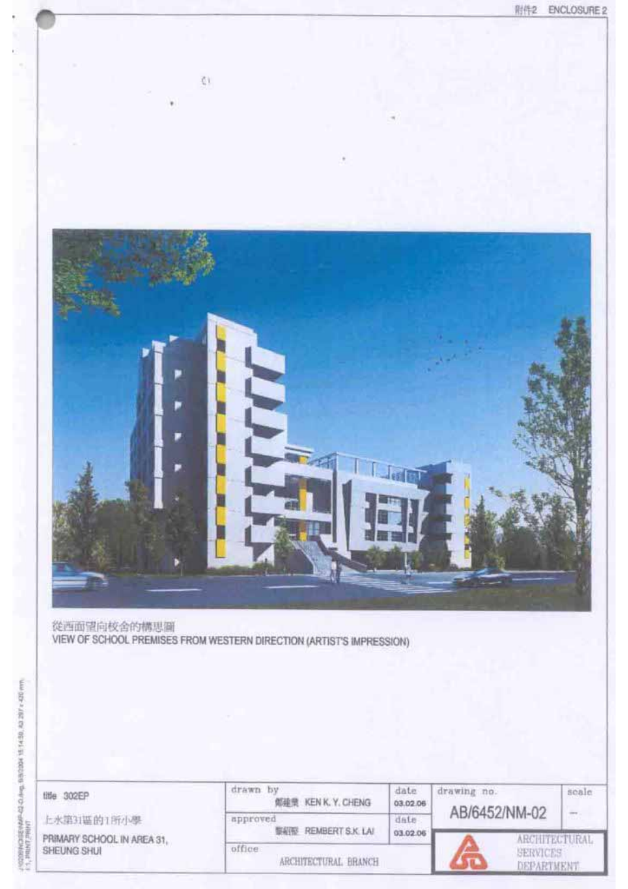附件2 ENCLOSURE 2

從西面望向校舍的構思圖
VIEW OF SCHOOL PREMISES FROM WESTERN DIRECTION (ARTIST'S IMPRESSION)

| title 302EP | drawn by 鄭建榮 KEN K. Y. CHENG | date 03.02.06 | drawing no. | scale |
|---|---|---|---|---|
| 上水第31區的1所小學 | approved 黎紹堅 REMBERT S.K. LAI | date 03.02.06 | AB/6452/NM-02 | — |
| PRIMARY SCHOOL IN AREA 31, SHEUNG SHUI | office ARCHITECTURAL BRANCH | | ARCHITECTURAL SERVICES DEPARTMENT | |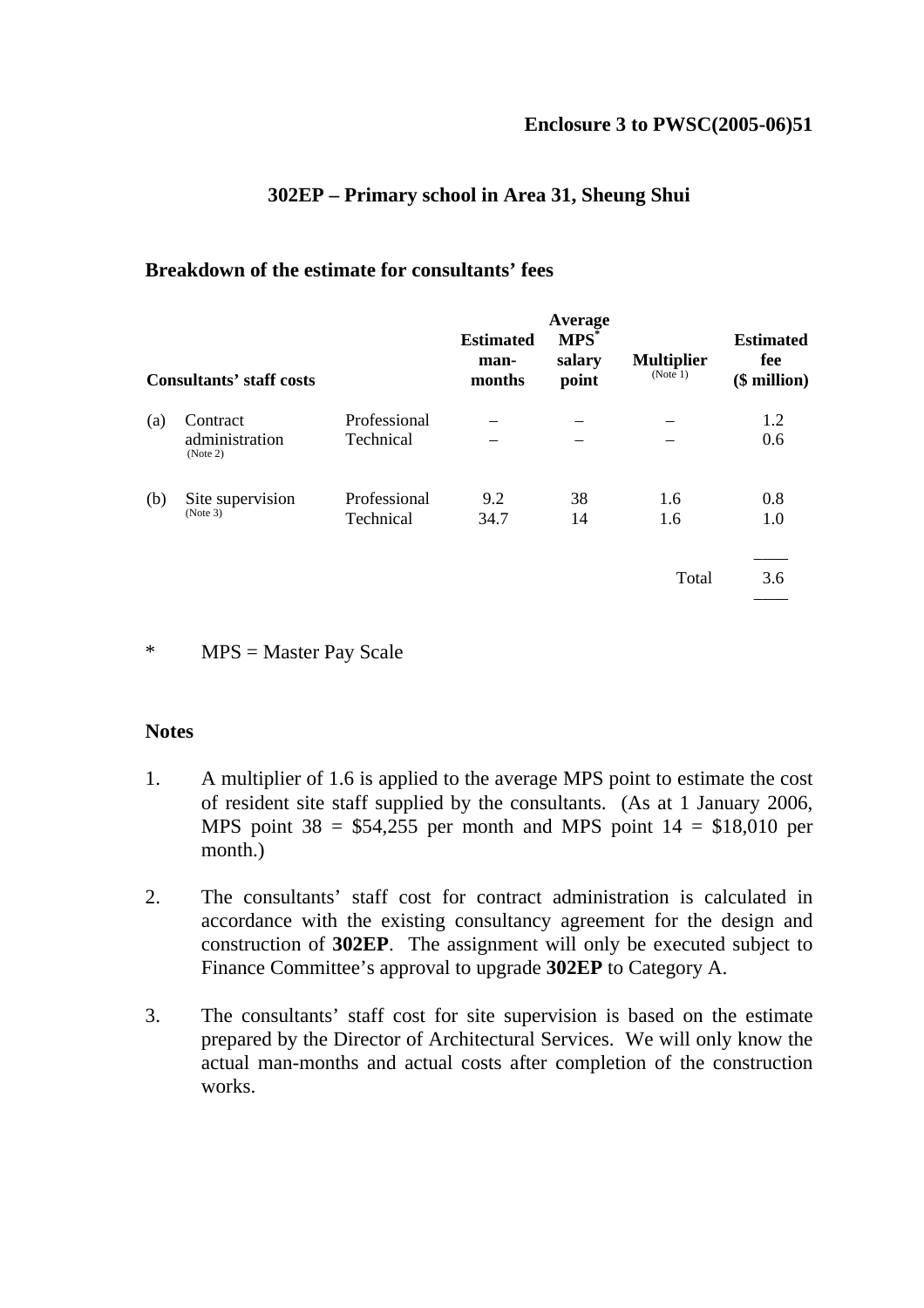**Enclosure 3 to PWSC(2005-06)51**

## 302EP – Primary school in Area 31, Sheung Shui

### Breakdown of the estimate for consultants' fees

| Consultants' staff costs | | | Estimated man-months | Average MPS* salary point | Multiplier (Note 1) | Estimated fee ($ million) |
|---|---|---|---|---|---|---|
| (a) | Contract administration (Note 2) | Professional | – | – | – | 1.2 |
| | | Technical | – | – | – | 0.6 |
| (b) | Site supervision (Note 3) | Professional | 9.2 | 38 | 1.6 | 0.8 |
| | | Technical | 34.7 | 14 | 1.6 | 1.0 |
| | | | | | Total | 3.6 |

\* MPS = Master Pay Scale

### Notes

1. A multiplier of 1.6 is applied to the average MPS point to estimate the cost of resident site staff supplied by the consultants. (As at 1 January 2006, MPS point 38 = $54,255 per month and MPS point 14 = $18,010 per month.)

2. The consultants' staff cost for contract administration is calculated in accordance with the existing consultancy agreement for the design and construction of **302EP**. The assignment will only be executed subject to Finance Committee's approval to upgrade **302EP** to Category A.

3. The consultants' staff cost for site supervision is based on the estimate prepared by the Director of Architectural Services. We will only know the actual man-months and actual costs after completion of the construction works.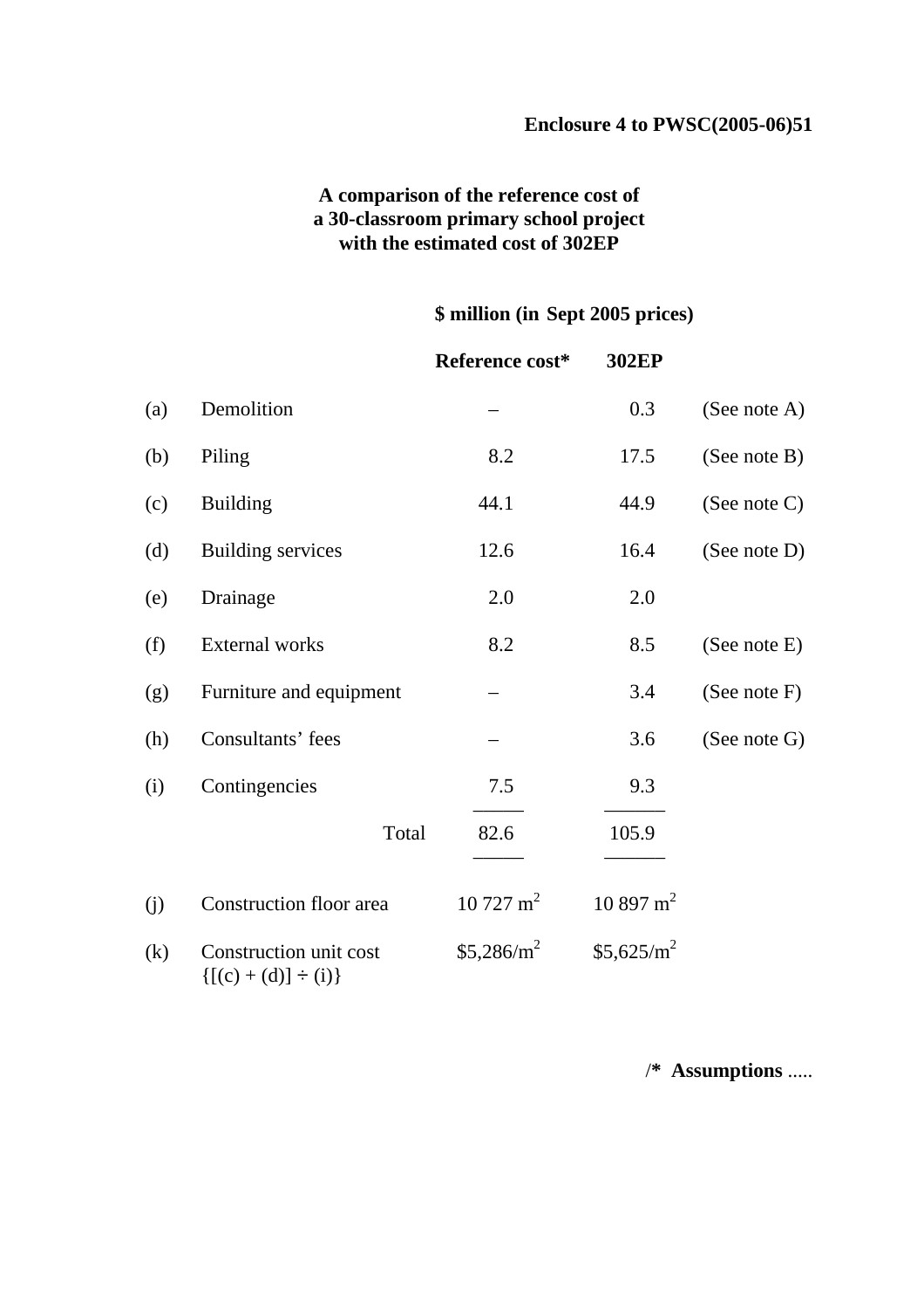**Enclosure 4 to PWSC(2005-06)51**

**A comparison of the reference cost of a 30-classroom primary school project with the estimated cost of 302EP**

| | | **\$ million (in Sept 2005 prices)** | | |
|---|---|---|---|---|
| | | **Reference cost*** | **302EP** | |
| (a) | Demolition | – | 0.3 | (See note A) |
| (b) | Piling | 8.2 | 17.5 | (See note B) |
| (c) | Building | 44.1 | 44.9 | (See note C) |
| (d) | Building services | 12.6 | 16.4 | (See note D) |
| (e) | Drainage | 2.0 | 2.0 | |
| (f) | External works | 8.2 | 8.5 | (See note E) |
| (g) | Furniture and equipment | – | 3.4 | (See note F) |
| (h) | Consultants' fees | – | 3.6 | (See note G) |
| (i) | Contingencies | 7.5 | 9.3 | |
| | Total | 82.6 | 105.9 | |
| (j) | Construction floor area | 10 727 $m^2$ | 10 897 $m^2$ | |
| (k) | Construction unit cost {[(c) + (d)] ÷ (i)} | \$5,286/$m^2$ | \$5,625/$m^2$ | |

/* **Assumptions** .....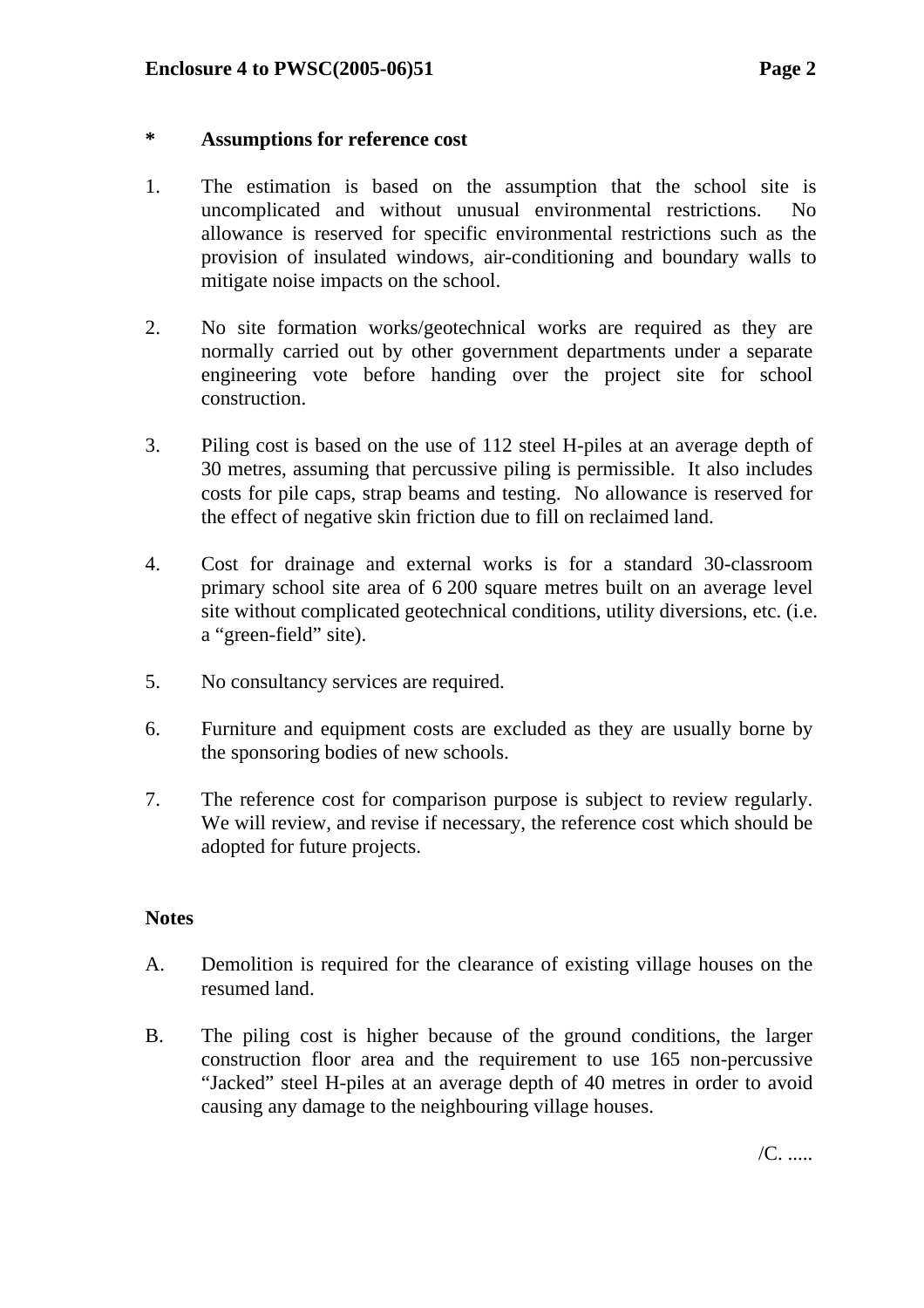**\*　Assumptions for reference cost**

1. The estimation is based on the assumption that the school site is uncomplicated and without unusual environmental restrictions. No allowance is reserved for specific environmental restrictions such as the provision of insulated windows, air-conditioning and boundary walls to mitigate noise impacts on the school.

2. No site formation works/geotechnical works are required as they are normally carried out by other government departments under a separate engineering vote before handing over the project site for school construction.

3. Piling cost is based on the use of 112 steel H-piles at an average depth of 30 metres, assuming that percussive piling is permissible. It also includes costs for pile caps, strap beams and testing. No allowance is reserved for the effect of negative skin friction due to fill on reclaimed land.

4. Cost for drainage and external works is for a standard 30-classroom primary school site area of 6 200 square metres built on an average level site without complicated geotechnical conditions, utility diversions, etc. (i.e. a "green-field" site).

5. No consultancy services are required.

6. Furniture and equipment costs are excluded as they are usually borne by the sponsoring bodies of new schools.

7. The reference cost for comparison purpose is subject to review regularly. We will review, and revise if necessary, the reference cost which should be adopted for future projects.

**Notes**

A. Demolition is required for the clearance of existing village houses on the resumed land.

B. The piling cost is higher because of the ground conditions, the larger construction floor area and the requirement to use 165 non-percussive "Jacked" steel H-piles at an average depth of 40 metres in order to avoid causing any damage to the neighbouring village houses.

/C. .....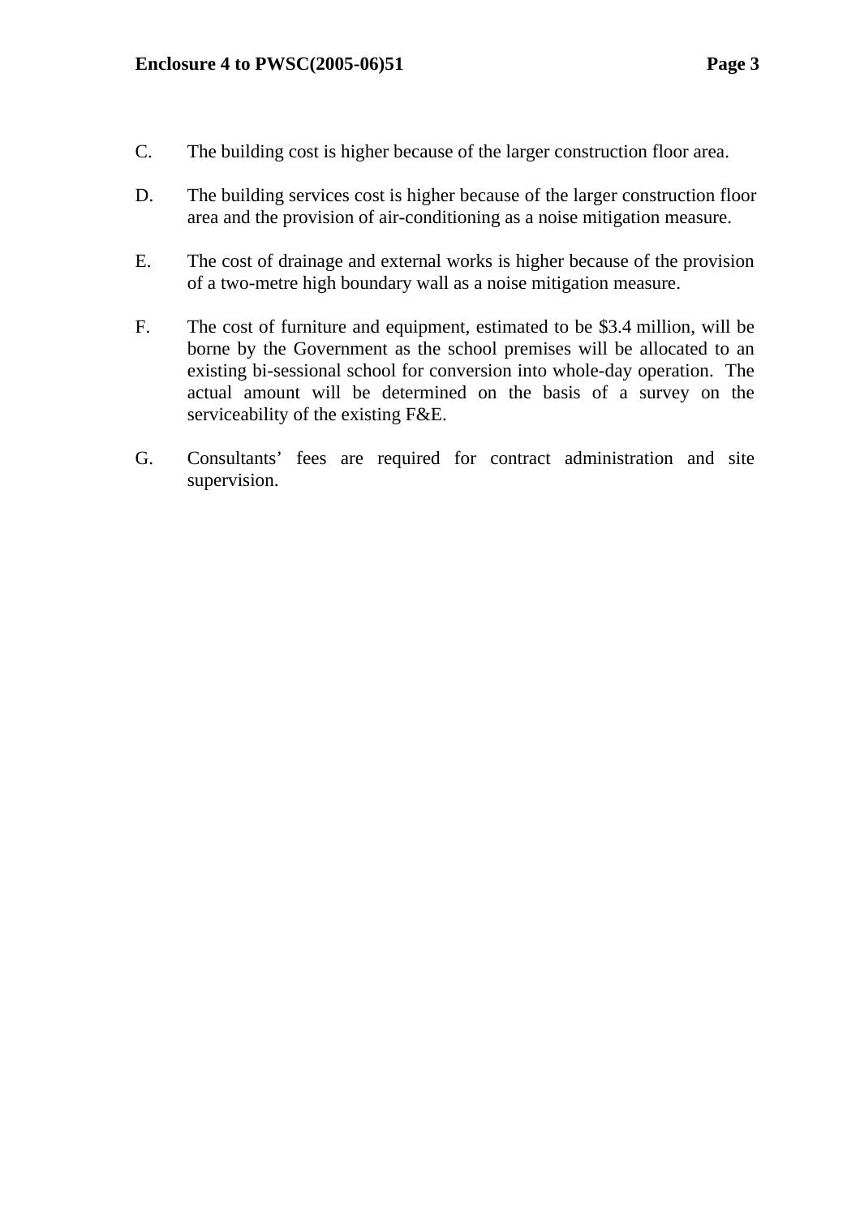C. The building cost is higher because of the larger construction floor area.

D. The building services cost is higher because of the larger construction floor area and the provision of air-conditioning as a noise mitigation measure.

E. The cost of drainage and external works is higher because of the provision of a two-metre high boundary wall as a noise mitigation measure.

F. The cost of furniture and equipment, estimated to be $3.4 million, will be borne by the Government as the school premises will be allocated to an existing bi-sessional school for conversion into whole-day operation. The actual amount will be determined on the basis of a survey on the serviceability of the existing F&E.

G. Consultants' fees are required for contract administration and site supervision.